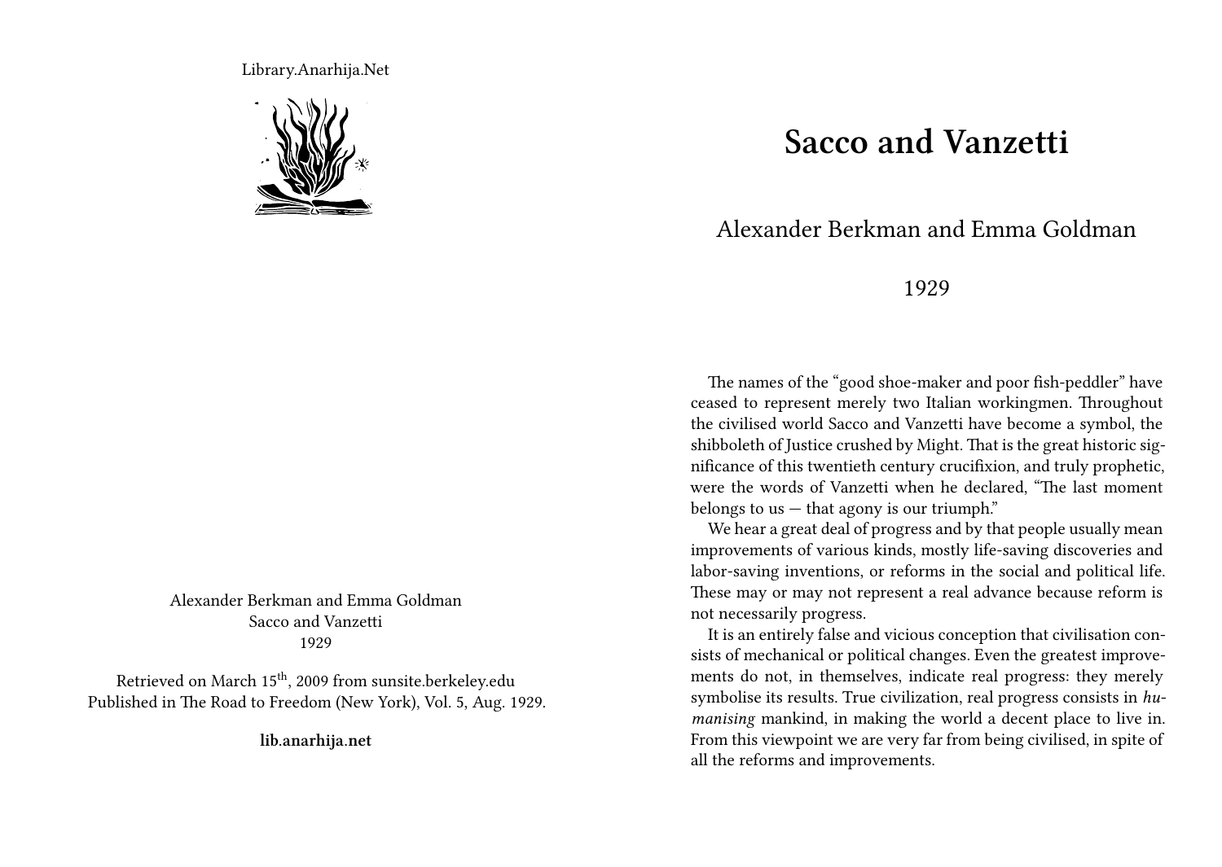Library.Anarhija.Net

Alexander Berkman and Emma Goldman
Sacco and Vanzetti
1929

Retrieved on March 15th, 2009 from sunsite.berkeley.edu
Published in The Road to Freedom (New York), Vol. 5, Aug. 1929.

**lib.anarhija.net**

# Sacco and Vanzetti

## Alexander Berkman and Emma Goldman

1929

The names of the "good shoe-maker and poor fish-peddler" have ceased to represent merely two Italian workingmen. Throughout the civilised world Sacco and Vanzetti have become a symbol, the shibboleth of Justice crushed by Might. That is the great historic significance of this twentieth century crucifixion, and truly prophetic, were the words of Vanzetti when he declared, "The last moment belongs to us — that agony is our triumph."

We hear a great deal of progress and by that people usually mean improvements of various kinds, mostly life-saving discoveries and labor-saving inventions, or reforms in the social and political life. These may or may not represent a real advance because reform is not necessarily progress.

It is an entirely false and vicious conception that civilisation consists of mechanical or political changes. Even the greatest improvements do not, in themselves, indicate real progress: they merely symbolise its results. True civilization, real progress consists in *humanising* mankind, in making the world a decent place to live in. From this viewpoint we are very far from being civilised, in spite of all the reforms and improvements.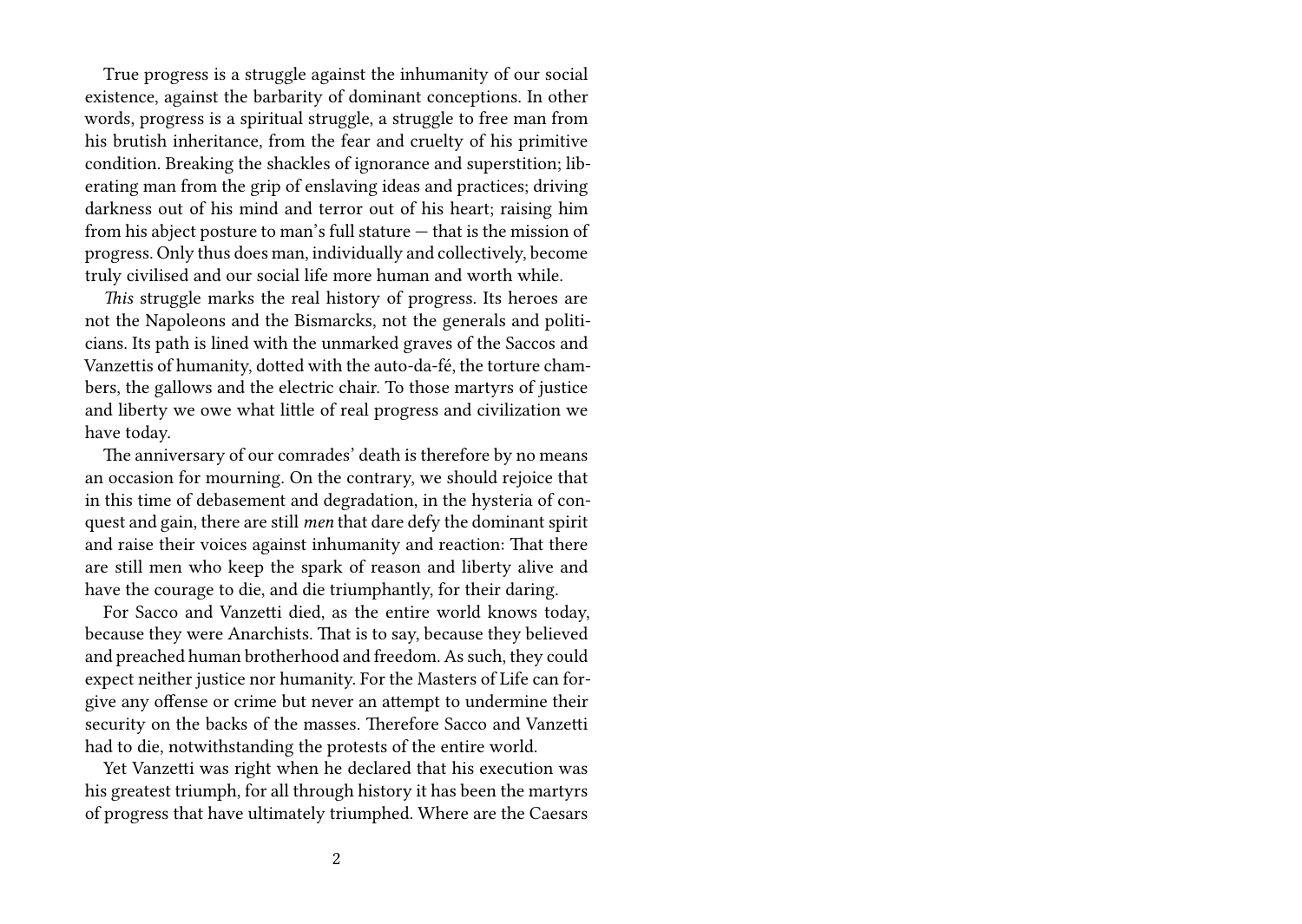True progress is a struggle against the inhumanity of our social existence, against the barbarity of dominant conceptions. In other words, progress is a spiritual struggle, a struggle to free man from his brutish inheritance, from the fear and cruelty of his primitive condition. Breaking the shackles of ignorance and superstition; liberating man from the grip of enslaving ideas and practices; driving darkness out of his mind and terror out of his heart; raising him from his abject posture to man's full stature — that is the mission of progress. Only thus does man, individually and collectively, become truly civilised and our social life more human and worth while.

*This* struggle marks the real history of progress. Its heroes are not the Napoleons and the Bismarcks, not the generals and politicians. Its path is lined with the unmarked graves of the Saccos and Vanzettis of humanity, dotted with the auto-da-fé, the torture chambers, the gallows and the electric chair. To those martyrs of justice and liberty we owe what little of real progress and civilization we have today.

The anniversary of our comrades' death is therefore by no means an occasion for mourning. On the contrary, we should rejoice that in this time of debasement and degradation, in the hysteria of conquest and gain, there are still *men* that dare defy the dominant spirit and raise their voices against inhumanity and reaction: That there are still men who keep the spark of reason and liberty alive and have the courage to die, and die triumphantly, for their daring.

For Sacco and Vanzetti died, as the entire world knows today, because they were Anarchists. That is to say, because they believed and preached human brotherhood and freedom. As such, they could expect neither justice nor humanity. For the Masters of Life can forgive any offense or crime but never an attempt to undermine their security on the backs of the masses. Therefore Sacco and Vanzetti had to die, notwithstanding the protests of the entire world.

Yet Vanzetti was right when he declared that his execution was his greatest triumph, for all through history it has been the martyrs of progress that have ultimately triumphed. Where are the Caesars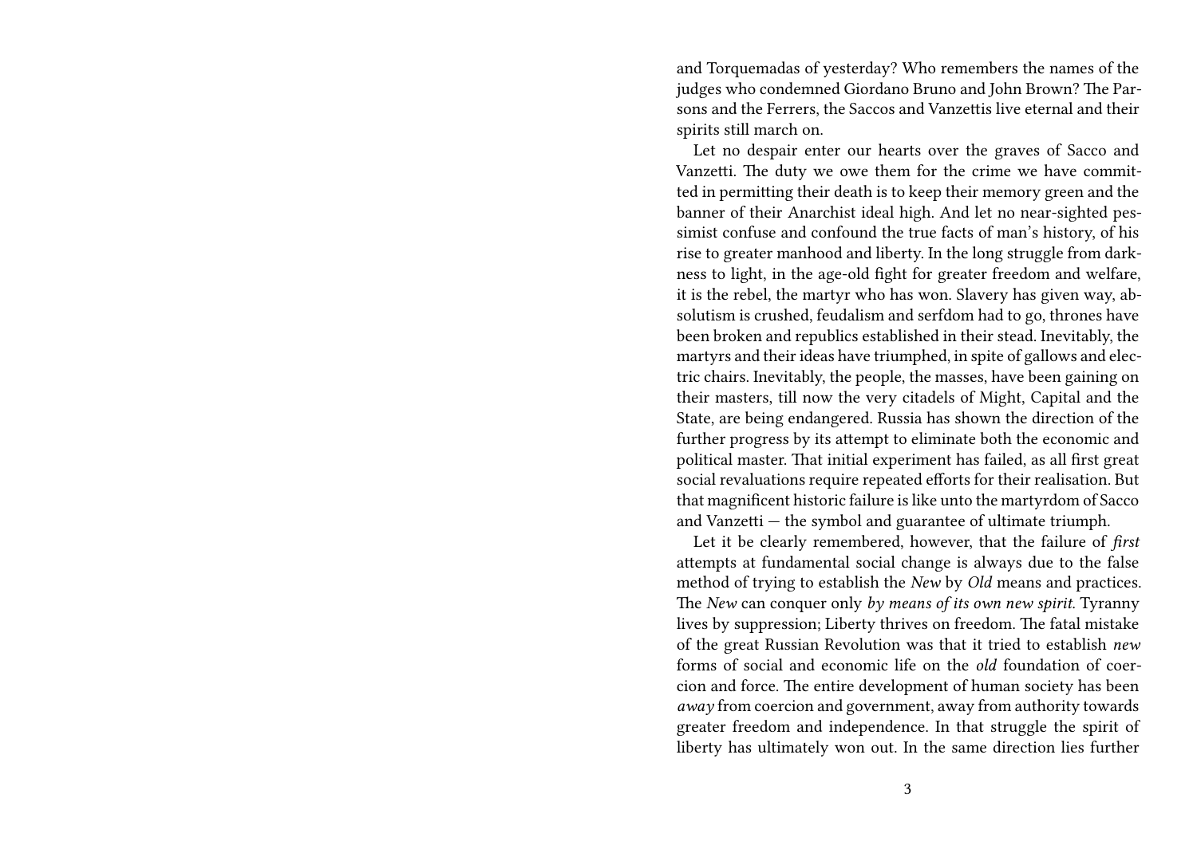and Torquemadas of yesterday? Who remembers the names of the judges who condemned Giordano Bruno and John Brown? The Parsons and the Ferrers, the Saccos and Vanzettis live eternal and their spirits still march on.

Let no despair enter our hearts over the graves of Sacco and Vanzetti. The duty we owe them for the crime we have committed in permitting their death is to keep their memory green and the banner of their Anarchist ideal high. And let no near-sighted pessimist confuse and confound the true facts of man's history, of his rise to greater manhood and liberty. In the long struggle from darkness to light, in the age-old fight for greater freedom and welfare, it is the rebel, the martyr who has won. Slavery has given way, absolutism is crushed, feudalism and serfdom had to go, thrones have been broken and republics established in their stead. Inevitably, the martyrs and their ideas have triumphed, in spite of gallows and electric chairs. Inevitably, the people, the masses, have been gaining on their masters, till now the very citadels of Might, Capital and the State, are being endangered. Russia has shown the direction of the further progress by its attempt to eliminate both the economic and political master. That initial experiment has failed, as all first great social revaluations require repeated efforts for their realisation. But that magnificent historic failure is like unto the martyrdom of Sacco and Vanzetti — the symbol and guarantee of ultimate triumph.

Let it be clearly remembered, however, that the failure of *first* attempts at fundamental social change is always due to the false method of trying to establish the *New* by *Old* means and practices. The *New* can conquer only *by means of its own new spirit*. Tyranny lives by suppression; Liberty thrives on freedom. The fatal mistake of the great Russian Revolution was that it tried to establish *new* forms of social and economic life on the *old* foundation of coercion and force. The entire development of human society has been *away* from coercion and government, away from authority towards greater freedom and independence. In that struggle the spirit of liberty has ultimately won out. In the same direction lies further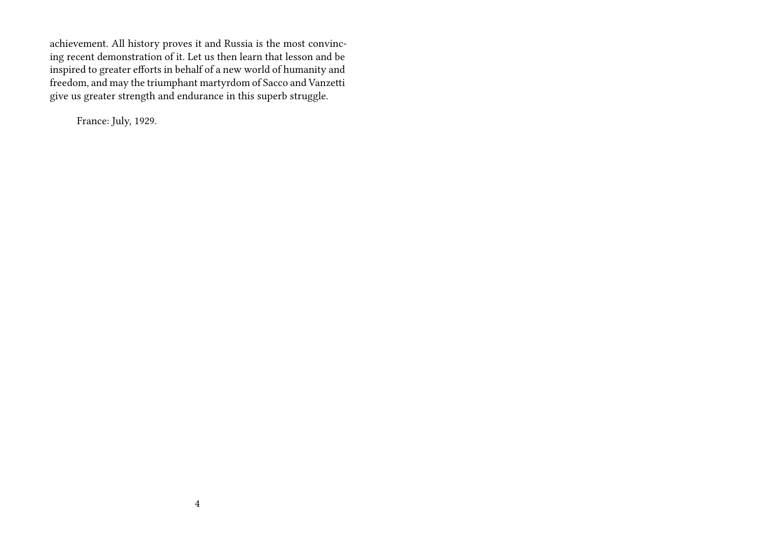achievement. All history proves it and Russia is the most convincing recent demonstration of it. Let us then learn that lesson and be inspired to greater efforts in behalf of a new world of humanity and freedom, and may the triumphant martyrdom of Sacco and Vanzetti give us greater strength and endurance in this superb struggle.

France: July, 1929.